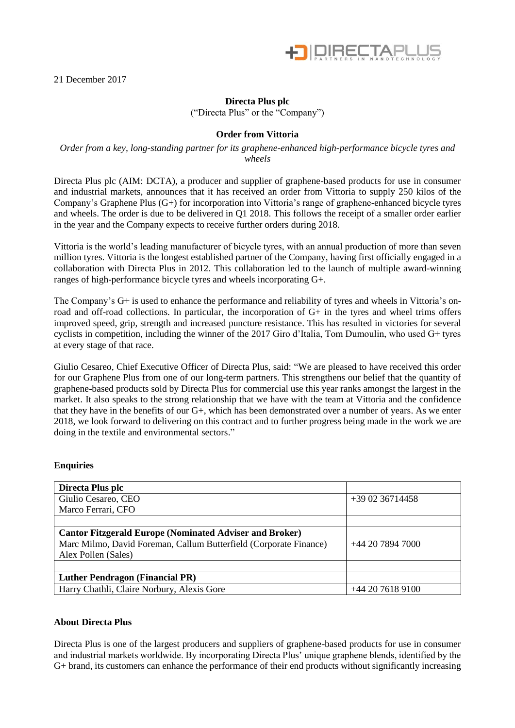21 December 2017

**Directa Plus plc**

("Directa Plus" or the "Company")

**Order from Vittoria**

*Order from a key, long-standing partner for its graphene-enhanced high-performance bicycle tyres and wheels*

Directa Plus plc (AIM: DCTA), a producer and supplier of graphene-based products for use in consumer and industrial markets, announces that it has received an order from Vittoria to supply 250 kilos of the Company's Graphene Plus (G+) for incorporation into Vittoria's range of graphene-enhanced bicycle tyres and wheels. The order is due to be delivered in Q1 2018. This follows the receipt of a smaller order earlier in the year and the Company expects to receive further orders during 2018.

Vittoria is the world's leading manufacturer of bicycle tyres, with an annual production of more than seven million tyres. Vittoria is the longest established partner of the Company, having first officially engaged in a collaboration with Directa Plus in 2012. This collaboration led to the launch of multiple award-winning ranges of high-performance bicycle tyres and wheels incorporating G+.

The Company's G+ is used to enhance the performance and reliability of tyres and wheels in Vittoria's on-road and off-road collections. In particular, the incorporation of G+ in the tyres and wheel trims offers improved speed, grip, strength and increased puncture resistance. This has resulted in victories for several cyclists in competition, including the winner of the 2017 Giro d'Italia, Tom Dumoulin, who used G+ tyres at every stage of that race.

Giulio Cesareo, Chief Executive Officer of Directa Plus, said: "We are pleased to have received this order for our Graphene Plus from one of our long-term partners. This strengthens our belief that the quantity of graphene-based products sold by Directa Plus for commercial use this year ranks amongst the largest in the market. It also speaks to the strong relationship that we have with the team at Vittoria and the confidence that they have in the benefits of our G+, which has been demonstrated over a number of years. As we enter 2018, we look forward to delivering on this contract and to further progress being made in the work we are doing in the textile and environmental sectors."

**Enquiries**

| **Directa Plus plc** | |
|---|---|
| Giulio Cesareo, CEO<br>Marco Ferrari, CFO | +39 02 36714458 |
| | |
| **Cantor Fitzgerald Europe (Nominated Adviser and Broker)** | |
| Marc Milmo, David Foreman, Callum Butterfield (Corporate Finance)<br>Alex Pollen (Sales) | +44 20 7894 7000 |
| | |
| **Luther Pendragon (Financial PR)** | |
| Harry Chathli, Claire Norbury, Alexis Gore | +44 20 7618 9100 |

**About Directa Plus**

Directa Plus is one of the largest producers and suppliers of graphene-based products for use in consumer and industrial markets worldwide. By incorporating Directa Plus' unique graphene blends, identified by the G+ brand, its customers can enhance the performance of their end products without significantly increasing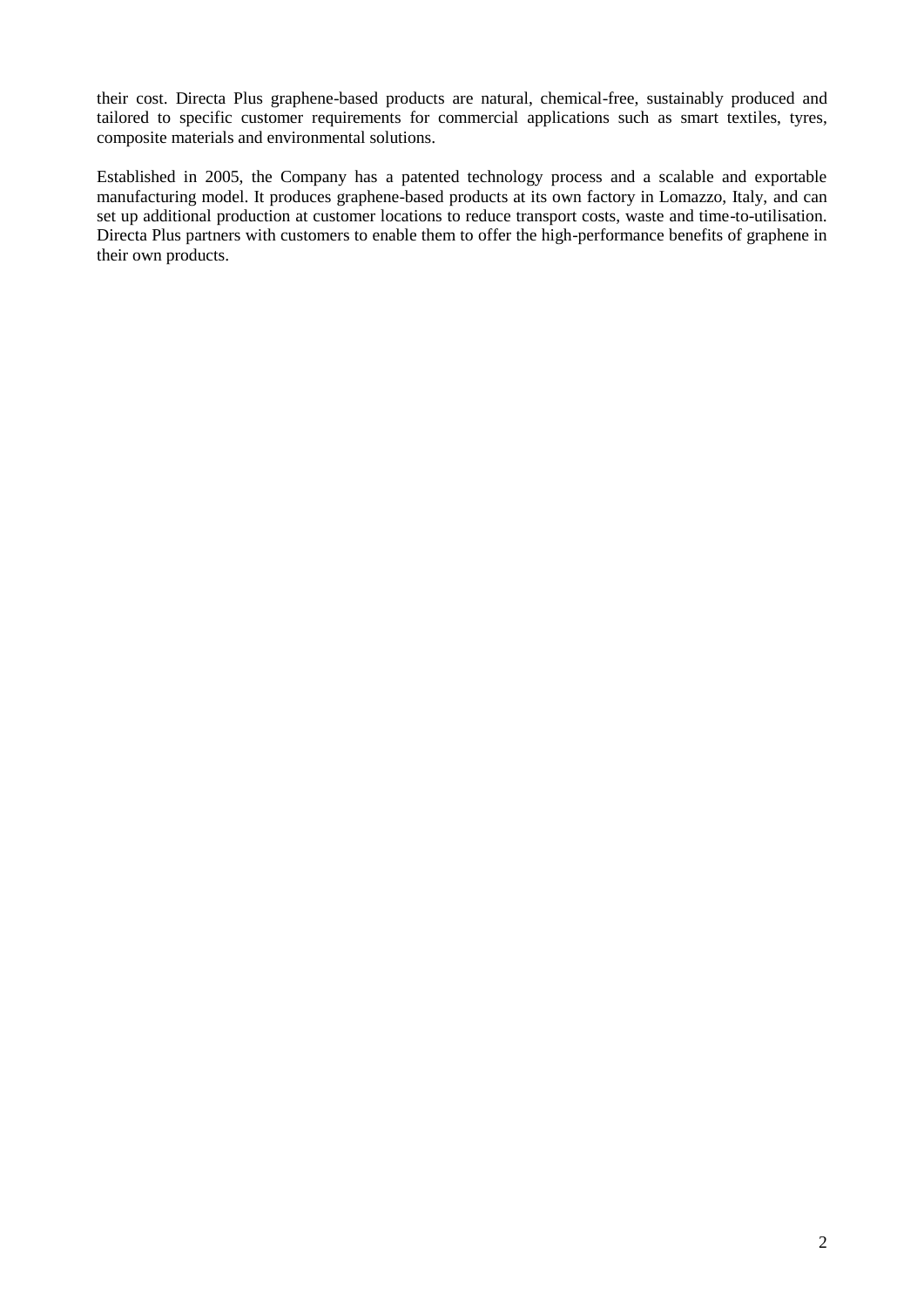their cost. Directa Plus graphene-based products are natural, chemical-free, sustainably produced and tailored to specific customer requirements for commercial applications such as smart textiles, tyres, composite materials and environmental solutions.

Established in 2005, the Company has a patented technology process and a scalable and exportable manufacturing model. It produces graphene-based products at its own factory in Lomazzo, Italy, and can set up additional production at customer locations to reduce transport costs, waste and time-to-utilisation. Directa Plus partners with customers to enable them to offer the high-performance benefits of graphene in their own products.